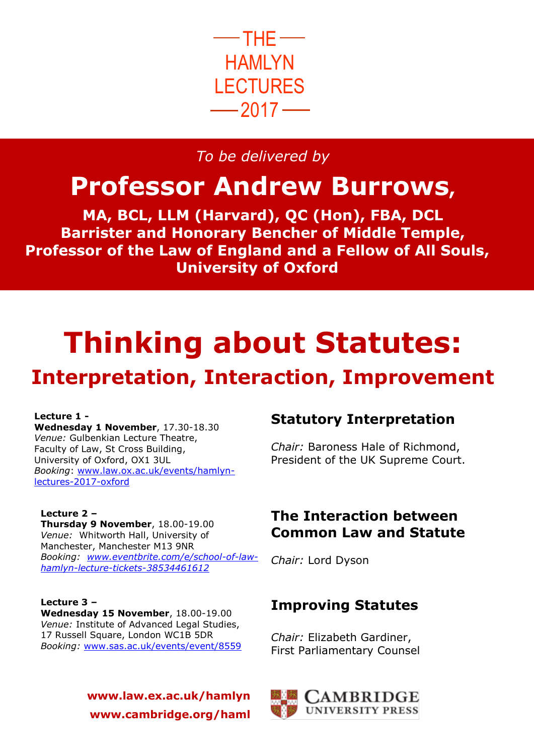# THE HAMLYN LECTURES 2017

*To be delivered by*

## Professor Andrew Burrows,

**MA, BCL, LLM (Harvard), QC (Hon), FBA, DCL**
**Barrister and Honorary Bencher of Middle Temple,**
**Professor of the Law of England and a Fellow of All Souls,**
**University of Oxford**

# Thinking about Statutes:

## Interpretation, Interaction, Improvement

**Lecture 1 -**
**Wednesday 1 November**, 17.30-18.30
*Venue:* Gulbenkian Lecture Theatre, Faculty of Law, St Cross Building, University of Oxford, OX1 3UL
*Booking*: www.law.ox.ac.uk/events/hamlyn-lectures-2017-oxford

### Statutory Interpretation

*Chair:* Baroness Hale of Richmond, President of the UK Supreme Court.

**Lecture 2 –**
**Thursday 9 November**, 18.00-19.00
*Venue:* Whitworth Hall, University of Manchester, Manchester M13 9NR
*Booking: www.eventbrite.com/e/school-of-law-hamlyn-lecture-tickets-38534461612*

### The Interaction between Common Law and Statute

*Chair:* Lord Dyson

**Lecture 3 –**
**Wednesday 15 November**, 18.00-19.00
*Venue:* Institute of Advanced Legal Studies, 17 Russell Square, London WC1B 5DR
*Booking:* www.sas.ac.uk/events/event/8559

### Improving Statutes

*Chair:* Elizabeth Gardiner, First Parliamentary Counsel

**www.law.ex.ac.uk/hamlyn**
**www.cambridge.org/haml**

CAMBRIDGE UNIVERSITY PRESS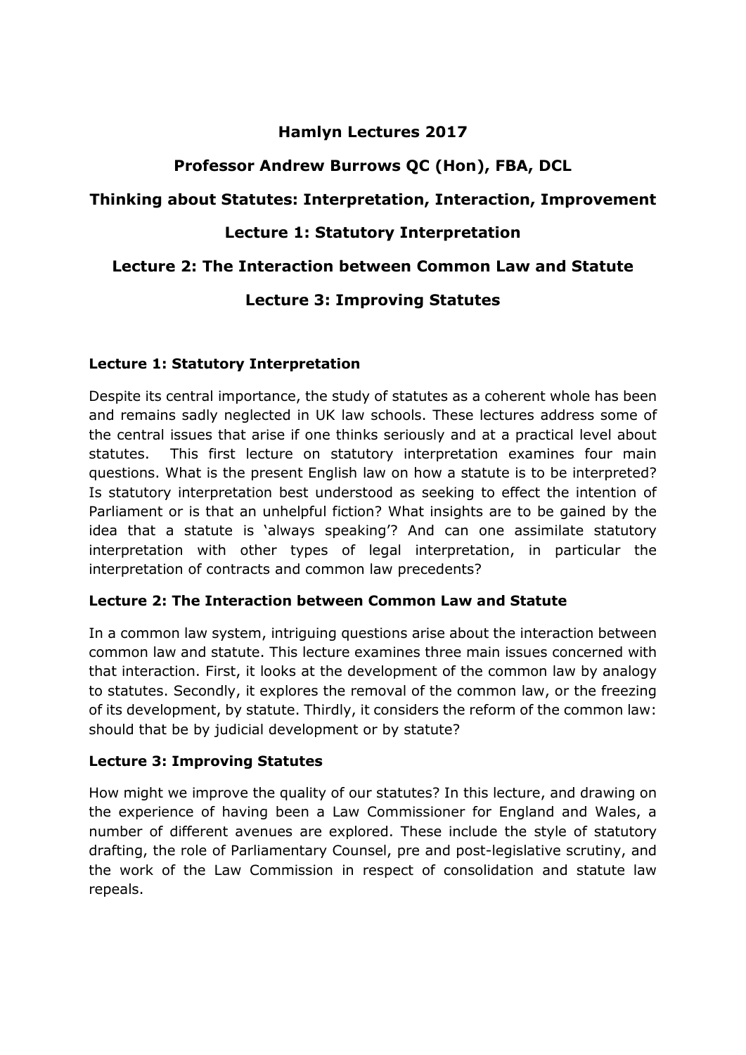# Hamlyn Lectures 2017

## Professor Andrew Burrows QC (Hon), FBA, DCL

## Thinking about Statutes: Interpretation, Interaction, Improvement

## Lecture 1: Statutory Interpretation

## Lecture 2: The Interaction between Common Law and Statute

## Lecture 3: Improving Statutes

### Lecture 1: Statutory Interpretation

Despite its central importance, the study of statutes as a coherent whole has been and remains sadly neglected in UK law schools. These lectures address some of the central issues that arise if one thinks seriously and at a practical level about statutes. This first lecture on statutory interpretation examines four main questions. What is the present English law on how a statute is to be interpreted? Is statutory interpretation best understood as seeking to effect the intention of Parliament or is that an unhelpful fiction? What insights are to be gained by the idea that a statute is 'always speaking'? And can one assimilate statutory interpretation with other types of legal interpretation, in particular the interpretation of contracts and common law precedents?

### Lecture 2: The Interaction between Common Law and Statute

In a common law system, intriguing questions arise about the interaction between common law and statute. This lecture examines three main issues concerned with that interaction. First, it looks at the development of the common law by analogy to statutes. Secondly, it explores the removal of the common law, or the freezing of its development, by statute. Thirdly, it considers the reform of the common law: should that be by judicial development or by statute?

### Lecture 3: Improving Statutes

How might we improve the quality of our statutes? In this lecture, and drawing on the experience of having been a Law Commissioner for England and Wales, a number of different avenues are explored. These include the style of statutory drafting, the role of Parliamentary Counsel, pre and post-legislative scrutiny, and the work of the Law Commission in respect of consolidation and statute law repeals.